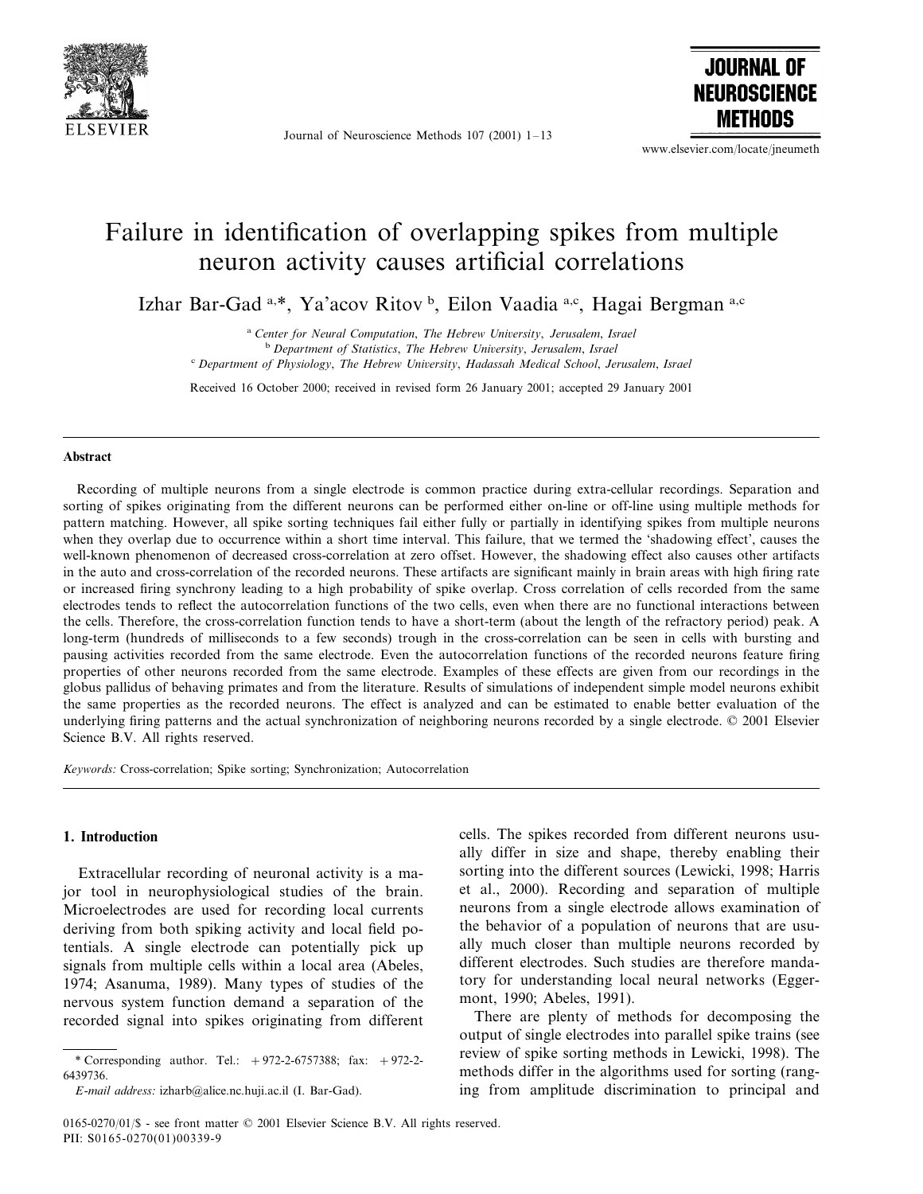# Failure in identification of overlapping spikes from multiple neuron activity causes artificial correlations

Izhar Bar-Gad [a,*], Ya'acov Ritov [b], Eilon Vaadia [a,c], Hagai Bergman [a,c]

[a] *Center for Neural Computation, The Hebrew University, Jerusalem, Israel*
[b] *Department of Statistics, The Hebrew University, Jerusalem, Israel*
[c] *Department of Physiology, The Hebrew University, Hadassah Medical School, Jerusalem, Israel*

Received 16 October 2000; received in revised form 26 January 2001; accepted 29 January 2001

## Abstract

Recording of multiple neurons from a single electrode is common practice during extra-cellular recordings. Separation and sorting of spikes originating from the different neurons can be performed either on-line or off-line using multiple methods for pattern matching. However, all spike sorting techniques fail either fully or partially in identifying spikes from multiple neurons when they overlap due to occurrence within a short time interval. This failure, that we termed the 'shadowing effect', causes the well-known phenomenon of decreased cross-correlation at zero offset. However, the shadowing effect also causes other artifacts in the auto and cross-correlation of the recorded neurons. These artifacts are significant mainly in brain areas with high firing rate or increased firing synchrony leading to a high probability of spike overlap. Cross correlation of cells recorded from the same electrodes tends to reflect the autocorrelation functions of the two cells, even when there are no functional interactions between the cells. Therefore, the cross-correlation function tends to have a short-term (about the length of the refractory period) peak. A long-term (hundreds of milliseconds to a few seconds) trough in the cross-correlation can be seen in cells with bursting and pausing activities recorded from the same electrode. Even the autocorrelation functions of the recorded neurons feature firing properties of other neurons recorded from the same electrode. Examples of these effects are given from our recordings in the globus pallidus of behaving primates and from the literature. Results of simulations of independent simple model neurons exhibit the same properties as the recorded neurons. The effect is analyzed and can be estimated to enable better evaluation of the underlying firing patterns and the actual synchronization of neighboring neurons recorded by a single electrode. © 2001 Elsevier Science B.V. All rights reserved.

*Keywords:* Cross-correlation; Spike sorting; Synchronization; Autocorrelation

## 1. Introduction

Extracellular recording of neuronal activity is a major tool in neurophysiological studies of the brain. Microelectrodes are used for recording local currents deriving from both spiking activity and local field potentials. A single electrode can potentially pick up signals from multiple cells within a local area (Abeles, 1974; Asanuma, 1989). Many types of studies of the nervous system function demand a separation of the recorded signal into spikes originating from different cells. The spikes recorded from different neurons usually differ in size and shape, thereby enabling their sorting into the different sources (Lewicki, 1998; Harris et al., 2000). Recording and separation of multiple neurons from a single electrode allows examination of the behavior of a population of neurons that are usually much closer than multiple neurons recorded by different electrodes. Such studies are therefore mandatory for understanding local neural networks (Eggermont, 1990; Abeles, 1991).

There are plenty of methods for decomposing the output of single electrodes into parallel spike trains (see review of spike sorting methods in Lewicki, 1998). The methods differ in the algorithms used for sorting (ranging from amplitude discrimination to principal and

\* Corresponding author. Tel.: +972-2-6757388; fax: +972-2-6439736.

*E-mail address:* izharb@alice.nc.huji.ac.il (I. Bar-Gad).

0165-0270/01/$ - see front matter © 2001 Elsevier Science B.V. All rights reserved.
PII: S0165-0270(01)00339-9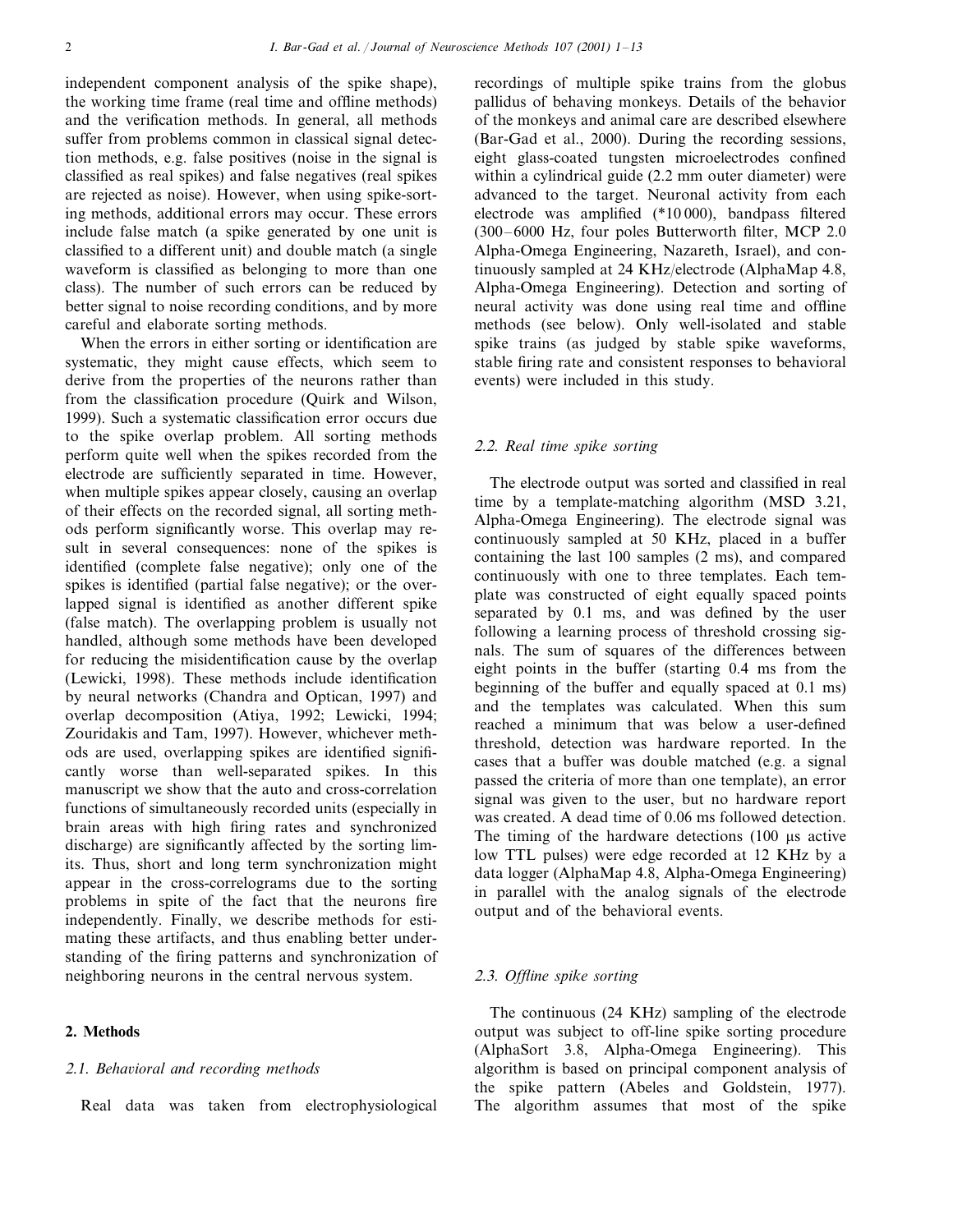independent component analysis of the spike shape), the working time frame (real time and offline methods) and the verification methods. In general, all methods suffer from problems common in classical signal detection methods, e.g. false positives (noise in the signal is classified as real spikes) and false negatives (real spikes are rejected as noise). However, when using spike-sorting methods, additional errors may occur. These errors include false match (a spike generated by one unit is classified to a different unit) and double match (a single waveform is classified as belonging to more than one class). The number of such errors can be reduced by better signal to noise recording conditions, and by more careful and elaborate sorting methods.

When the errors in either sorting or identification are systematic, they might cause effects, which seem to derive from the properties of the neurons rather than from the classification procedure (Quirk and Wilson, 1999). Such a systematic classification error occurs due to the spike overlap problem. All sorting methods perform quite well when the spikes recorded from the electrode are sufficiently separated in time. However, when multiple spikes appear closely, causing an overlap of their effects on the recorded signal, all sorting methods perform significantly worse. This overlap may result in several consequences: none of the spikes is identified (complete false negative); only one of the spikes is identified (partial false negative); or the overlapped signal is identified as another different spike (false match). The overlapping problem is usually not handled, although some methods have been developed for reducing the misidentification cause by the overlap (Lewicki, 1998). These methods include identification by neural networks (Chandra and Optican, 1997) and overlap decomposition (Atiya, 1992; Lewicki, 1994; Zouridakis and Tam, 1997). However, whichever methods are used, overlapping spikes are identified significantly worse than well-separated spikes. In this manuscript we show that the auto and cross-correlation functions of simultaneously recorded units (especially in brain areas with high firing rates and synchronized discharge) are significantly affected by the sorting limits. Thus, short and long term synchronization might appear in the cross-correlograms due to the sorting problems in spite of the fact that the neurons fire independently. Finally, we describe methods for estimating these artifacts, and thus enabling better understanding of the firing patterns and synchronization of neighboring neurons in the central nervous system.

## 2. Methods

### 2.1. Behavioral and recording methods

Real data was taken from electrophysiological recordings of multiple spike trains from the globus pallidus of behaving monkeys. Details of the behavior of the monkeys and animal care are described elsewhere (Bar-Gad et al., 2000). During the recording sessions, eight glass-coated tungsten microelectrodes confined within a cylindrical guide (2.2 mm outer diameter) were advanced to the target. Neuronal activity from each electrode was amplified (*10 000), bandpass filtered (300–6000 Hz, four poles Butterworth filter, MCP 2.0 Alpha-Omega Engineering, Nazareth, Israel), and continuously sampled at 24 KHz/electrode (AlphaMap 4.8, Alpha-Omega Engineering). Detection and sorting of neural activity was done using real time and offline methods (see below). Only well-isolated and stable spike trains (as judged by stable spike waveforms, stable firing rate and consistent responses to behavioral events) were included in this study.

### 2.2. Real time spike sorting

The electrode output was sorted and classified in real time by a template-matching algorithm (MSD 3.21, Alpha-Omega Engineering). The electrode signal was continuously sampled at 50 KHz, placed in a buffer containing the last 100 samples (2 ms), and compared continuously with one to three templates. Each template was constructed of eight equally spaced points separated by 0.1 ms, and was defined by the user following a learning process of threshold crossing signals. The sum of squares of the differences between eight points in the buffer (starting 0.4 ms from the beginning of the buffer and equally spaced at 0.1 ms) and the templates was calculated. When this sum reached a minimum that was below a user-defined threshold, detection was hardware reported. In the cases that a buffer was double matched (e.g. a signal passed the criteria of more than one template), an error signal was given to the user, but no hardware report was created. A dead time of 0.06 ms followed detection. The timing of the hardware detections (100 μs active low TTL pulses) were edge recorded at 12 KHz by a data logger (AlphaMap 4.8, Alpha-Omega Engineering) in parallel with the analog signals of the electrode output and of the behavioral events.

### 2.3. Offline spike sorting

The continuous (24 KHz) sampling of the electrode output was subject to off-line spike sorting procedure (AlphaSort 3.8, Alpha-Omega Engineering). This algorithm is based on principal component analysis of the spike pattern (Abeles and Goldstein, 1977). The algorithm assumes that most of the spike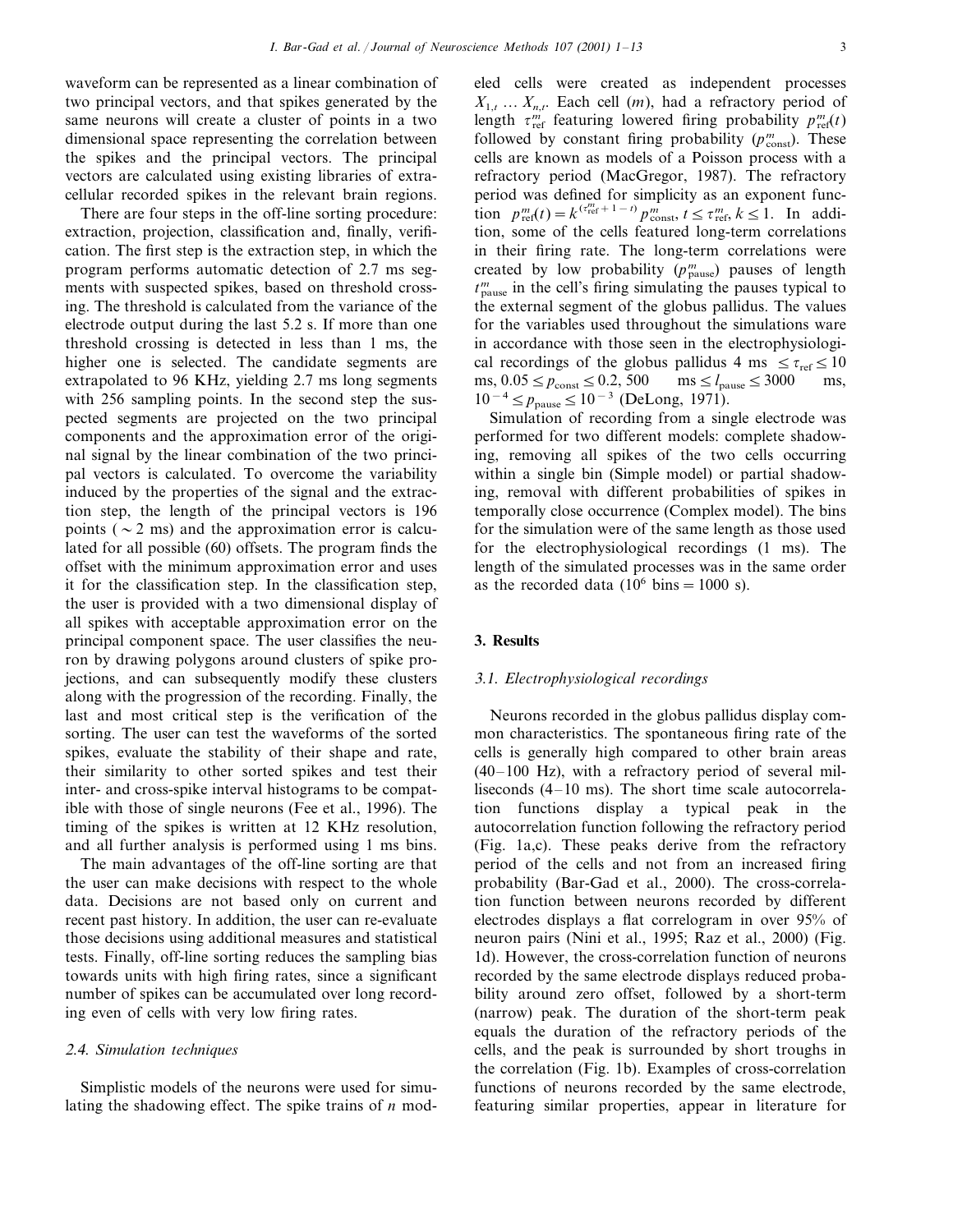waveform can be represented as a linear combination of two principal vectors, and that spikes generated by the same neurons will create a cluster of points in a two dimensional space representing the correlation between the spikes and the principal vectors. The principal vectors are calculated using existing libraries of extracellular recorded spikes in the relevant brain regions.

There are four steps in the off-line sorting procedure: extraction, projection, classification and, finally, verification. The first step is the extraction step, in which the program performs automatic detection of 2.7 ms segments with suspected spikes, based on threshold crossing. The threshold is calculated from the variance of the electrode output during the last 5.2 s. If more than one threshold crossing is detected in less than 1 ms, the higher one is selected. The candidate segments are extrapolated to 96 KHz, yielding 2.7 ms long segments with 256 sampling points. In the second step the suspected segments are projected on the two principal components and the approximation error of the original signal by the linear combination of the two principal vectors is calculated. To overcome the variability induced by the properties of the signal and the extraction step, the length of the principal vectors is 196 points ($\sim$ 2 ms) and the approximation error is calculated for all possible (60) offsets. The program finds the offset with the minimum approximation error and uses it for the classification step. In the classification step, the user is provided with a two dimensional display of all spikes with acceptable approximation error on the principal component space. The user classifies the neuron by drawing polygons around clusters of spike projections, and can subsequently modify these clusters along with the progression of the recording. Finally, the last and most critical step is the verification of the sorting. The user can test the waveforms of the sorted spikes, evaluate the stability of their shape and rate, their similarity to other sorted spikes and test their inter- and cross-spike interval histograms to be compatible with those of single neurons (Fee et al., 1996). The timing of the spikes is written at 12 KHz resolution, and all further analysis is performed using 1 ms bins.

The main advantages of the off-line sorting are that the user can make decisions with respect to the whole data. Decisions are not based only on current and recent past history. In addition, the user can re-evaluate those decisions using additional measures and statistical tests. Finally, off-line sorting reduces the sampling bias towards units with high firing rates, since a significant number of spikes can be accumulated over long recording even of cells with very low firing rates.

### 2.4. Simulation techniques

Simplistic models of the neurons were used for simulating the shadowing effect. The spike trains of $n$ modeled cells were created as independent processes $X_{1,t} \ldots X_{n,t}$. Each cell ($m$), had a refractory period of length $\tau_{\mathrm{ref}}^{m}$ featuring lowered firing probability $p_{\mathrm{ref}}^{m}(t)$ followed by constant firing probability ($p_{\mathrm{const}}^{m}$). These cells are known as models of a Poisson process with a refractory period (MacGregor, 1987). The refractory period was defined for simplicity as an exponent function $p_{\mathrm{ref}}^{m}(t) = k^{(\tau_{\mathrm{ref}}^{m}+1-t)} p_{\mathrm{const}}^{m}$, $t \leq \tau_{\mathrm{ref}}^{m}$, $k \leq 1$. In addition, some of the cells featured long-term correlations in their firing rate. The long-term correlations were created by low probability ($p_{\mathrm{pause}}^{m}$) pauses of length $t_{\mathrm{pause}}^{m}$ in the cell's firing simulating the pauses typical to the external segment of the globus pallidus. The values for the variables used throughout the simulations ware in accordance with those seen in the electrophysiological recordings of the globus pallidus 4 ms $\leq \tau_{\mathrm{ref}} \leq 10$ ms, $0.05 \leq p_{\mathrm{const}} \leq 0.2$, 500 ms $\leq l_{\mathrm{pause}} \leq 3000$ ms, $10^{-4} \leq p_{\mathrm{pause}} \leq 10^{-3}$ (DeLong, 1971).

Simulation of recording from a single electrode was performed for two different models: complete shadowing, removing all spikes of the two cells occurring within a single bin (Simple model) or partial shadowing, removal with different probabilities of spikes in temporally close occurrence (Complex model). The bins for the simulation were of the same length as those used for the electrophysiological recordings (1 ms). The length of the simulated processes was in the same order as the recorded data ($10^6$ bins = 1000 s).

## 3. Results

### 3.1. Electrophysiological recordings

Neurons recorded in the globus pallidus display common characteristics. The spontaneous firing rate of the cells is generally high compared to other brain areas (40–100 Hz), with a refractory period of several milliseconds (4–10 ms). The short time scale autocorrelation functions display a typical peak in the autocorrelation function following the refractory period (Fig. 1a,c). These peaks derive from the refractory period of the cells and not from an increased firing probability (Bar-Gad et al., 2000). The cross-correlation function between neurons recorded by different electrodes displays a flat correlogram in over 95% of neuron pairs (Nini et al., 1995; Raz et al., 2000) (Fig. 1d). However, the cross-correlation function of neurons recorded by the same electrode displays reduced probability around zero offset, followed by a short-term (narrow) peak. The duration of the short-term peak equals the duration of the refractory periods of the cells, and the peak is surrounded by short troughs in the correlation (Fig. 1b). Examples of cross-correlation functions of neurons recorded by the same electrode, featuring similar properties, appear in literature for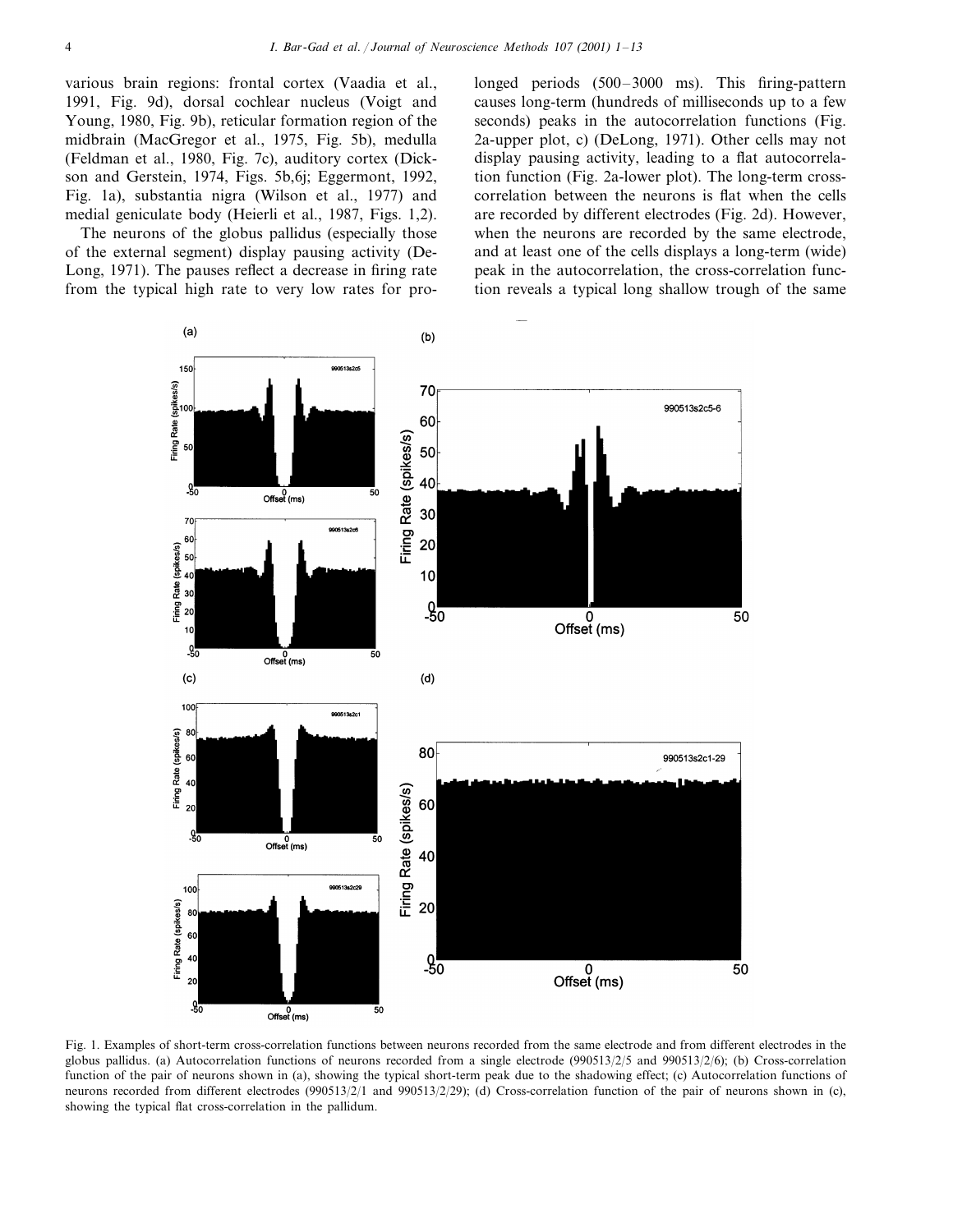various brain regions: frontal cortex (Vaadia et al., 1991, Fig. 9d), dorsal cochlear nucleus (Voigt and Young, 1980, Fig. 9b), reticular formation region of the midbrain (MacGregor et al., 1975, Fig. 5b), medulla (Feldman et al., 1980, Fig. 7c), auditory cortex (Dickson and Gerstein, 1974, Figs. 5b,6j; Eggermont, 1992, Fig. 1a), substantia nigra (Wilson et al., 1977) and medial geniculate body (Heierli et al., 1987, Figs. 1,2).

The neurons of the globus pallidus (especially those of the external segment) display pausing activity (DeLong, 1971). The pauses reflect a decrease in firing rate from the typical high rate to very low rates for prolonged periods (500–3000 ms). This firing-pattern causes long-term (hundreds of milliseconds up to a few seconds) peaks in the autocorrelation functions (Fig. 2a-upper plot, c) (DeLong, 1971). Other cells may not display pausing activity, leading to a flat autocorrelation function (Fig. 2a-lower plot). The long-term cross-correlation between the neurons is flat when the cells are recorded by different electrodes (Fig. 2d). However, when the neurons are recorded by the same electrode, and at least one of the cells displays a long-term (wide) peak in the autocorrelation, the cross-correlation function reveals a typical long shallow trough of the same

Fig. 1. Examples of short-term cross-correlation functions between neurons recorded from the same electrode and from different electrodes in the globus pallidus. (a) Autocorrelation functions of neurons recorded from a single electrode (990513/2/5 and 990513/2/6); (b) Cross-correlation function of the pair of neurons shown in (a), showing the typical short-term peak due to the shadowing effect; (c) Autocorrelation functions of neurons recorded from different electrodes (990513/2/1 and 990513/2/29); (d) Cross-correlation function of the pair of neurons shown in (c), showing the typical flat cross-correlation in the pallidum.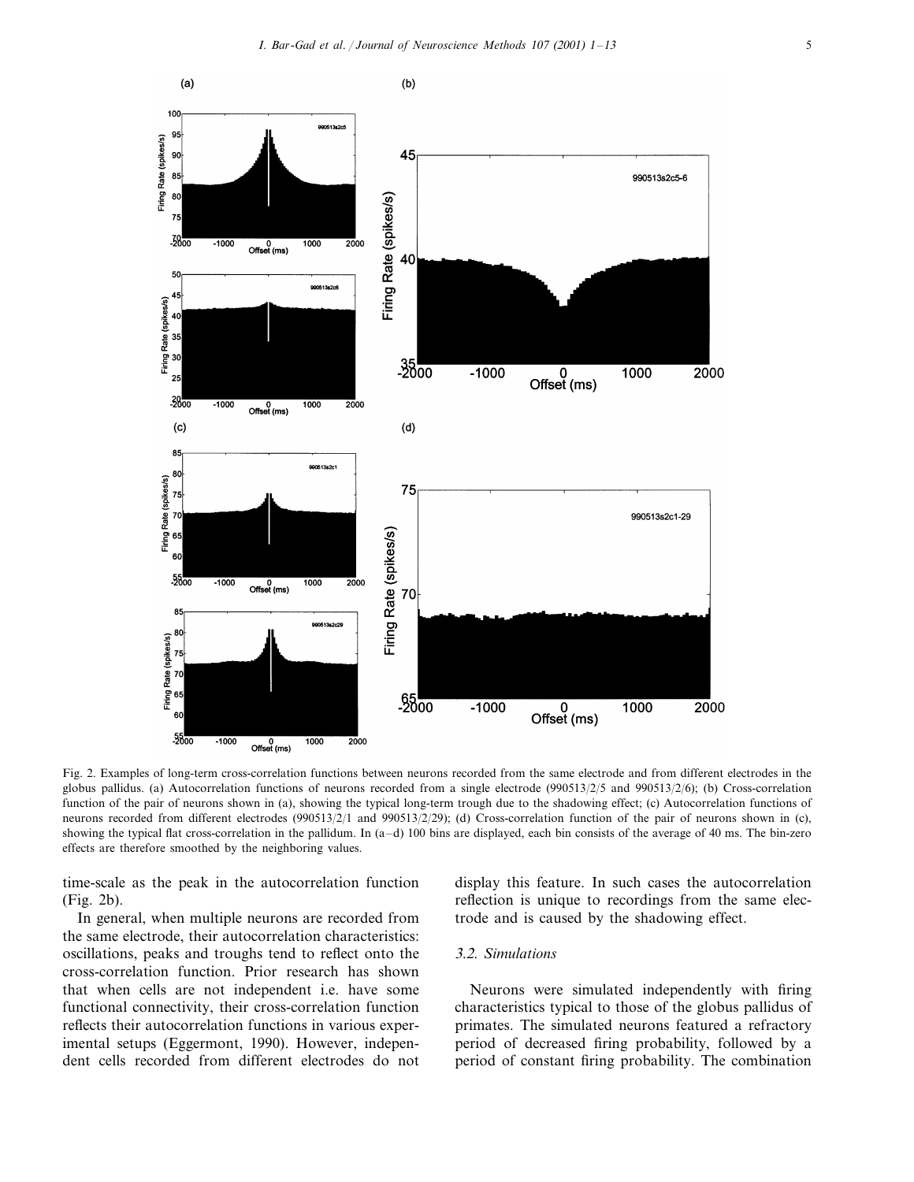Fig. 2. Examples of long-term cross-correlation functions between neurons recorded from the same electrode and from different electrodes in the globus pallidus. (a) Autocorrelation functions of neurons recorded from a single electrode (990513/2/5 and 990513/2/6); (b) Cross-correlation function of the pair of neurons shown in (a), showing the typical long-term trough due to the shadowing effect; (c) Autocorrelation functions of neurons recorded from different electrodes (990513/2/1 and 990513/2/29); (d) Cross-correlation function of the pair of neurons shown in (c), showing the typical flat cross-correlation in the pallidum. In (a–d) 100 bins are displayed, each bin consists of the average of 40 ms. The bin-zero effects are therefore smoothed by the neighboring values.

time-scale as the peak in the autocorrelation function (Fig. 2b).

In general, when multiple neurons are recorded from the same electrode, their autocorrelation characteristics: oscillations, peaks and troughs tend to reflect onto the cross-correlation function. Prior research has shown that when cells are not independent i.e. have some functional connectivity, their cross-correlation function reflects their autocorrelation functions in various experimental setups (Eggermont, 1990). However, independent cells recorded from different electrodes do not display this feature. In such cases the autocorrelation reflection is unique to recordings from the same electrode and is caused by the shadowing effect.

### 3.2. Simulations

Neurons were simulated independently with firing characteristics typical to those of the globus pallidus of primates. The simulated neurons featured a refractory period of decreased firing probability, followed by a period of constant firing probability. The combination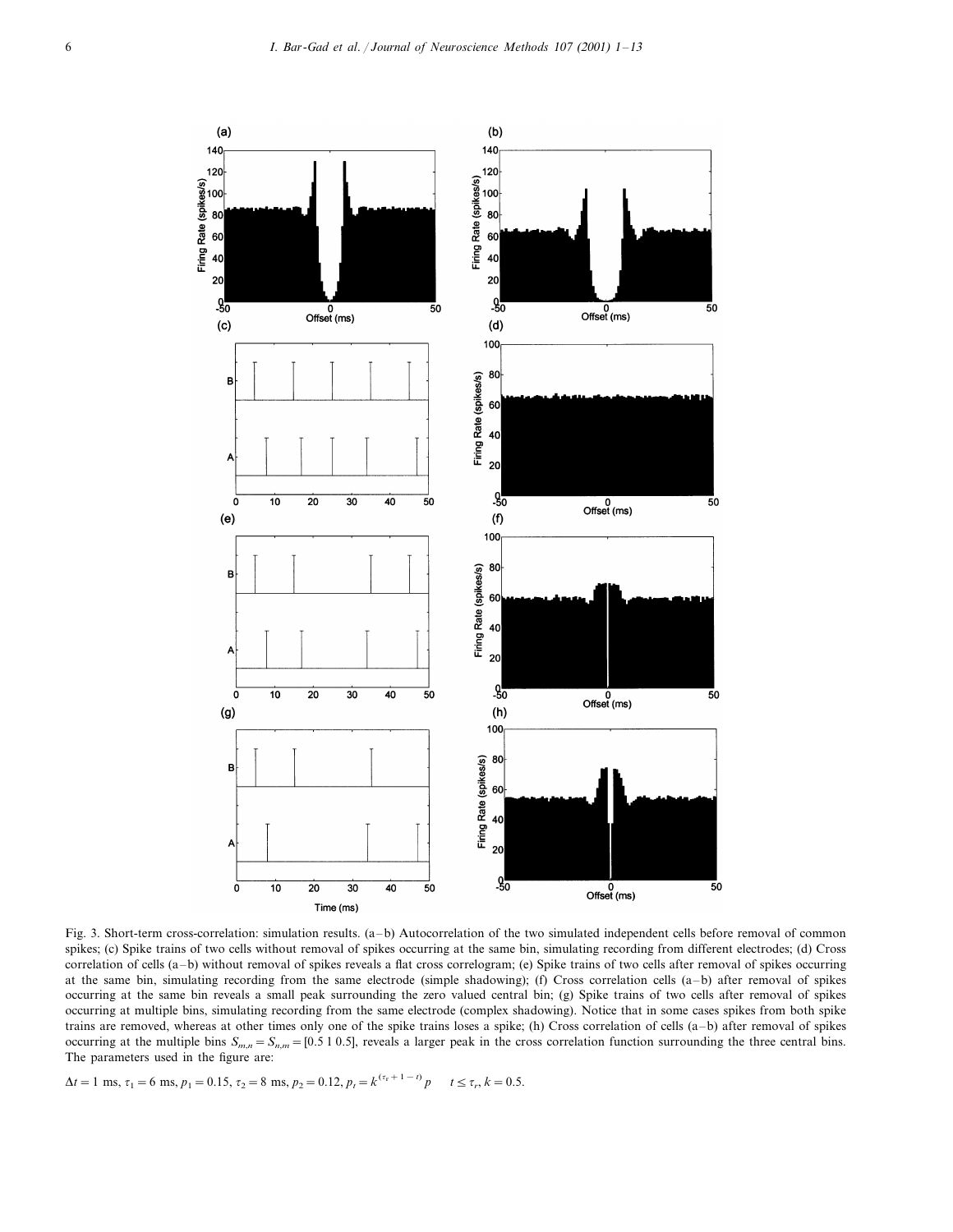Fig. 3. Short-term cross-correlation: simulation results. (a–b) Autocorrelation of the two simulated independent cells before removal of common spikes; (c) Spike trains of two cells without removal of spikes occurring at the same bin, simulating recording from different electrodes; (d) Cross correlation of cells (a–b) without removal of spikes reveals a flat cross correlogram; (e) Spike trains of two cells after removal of spikes occurring at the same bin, simulating recording from the same electrode (simple shadowing); (f) Cross correlation cells (a–b) after removal of spikes occurring at the same bin reveals a small peak surrounding the zero valued central bin; (g) Spike trains of two cells after removal of spikes occurring at multiple bins, simulating recording from the same electrode (complex shadowing). Notice that in some cases spikes from both spike trains are removed, whereas at other times only one of the spike trains loses a spike; (h) Cross correlation of cells (a–b) after removal of spikes occurring at the multiple bins $S_{m,n} = S_{n,m} = [0.5\ 1\ 0.5]$, reveals a larger peak in the cross correlation function surrounding the three central bins. The parameters used in the figure are:

$\Delta t = 1$ ms, $\tau_1 = 6$ ms, $p_1 = 0.15$, $\tau_2 = 8$ ms, $p_2 = 0.12$, $p_t = k^{(\tau_r + 1 - t)} p \quad t \leq \tau_r, k = 0.5.$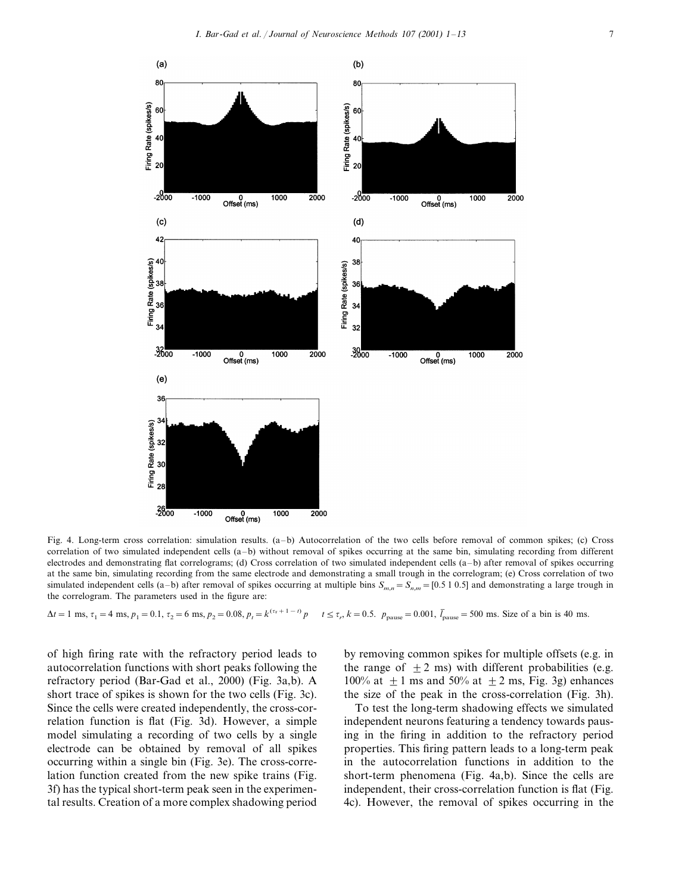Fig. 4. Long-term cross correlation: simulation results. (a–b) Autocorrelation of the two cells before removal of common spikes; (c) Cross correlation of two simulated independent cells (a–b) without removal of spikes occurring at the same bin, simulating recording from different electrodes and demonstrating flat correlograms; (d) Cross correlation of two simulated independent cells (a–b) after removal of spikes occurring at the same bin, simulating recording from the same electrode and demonstrating a small trough in the correlogram; (e) Cross correlation of two simulated independent cells (a–b) after removal of spikes occurring at multiple bins $S_{m,n} = S_{n,m} = [0.5\ 1\ 0.5]$ and demonstrating a large trough in the correlogram. The parameters used in the figure are:

$\Delta t = 1$ ms, $\tau_1 = 4$ ms, $p_1 = 0.1$, $\tau_2 = 6$ ms, $p_2 = 0.08$, $p_t = k^{(\tau_r + 1 - t)} p \quad t \leq \tau_r$, $k = 0.5$. $p_{\text{pause}} = 0.001$, $\bar{l}_{\text{pause}} = 500$ ms. Size of a bin is 40 ms.

of high firing rate with the refractory period leads to autocorrelation functions with short peaks following the refractory period (Bar-Gad et al., 2000) (Fig. 3a,b). A short trace of spikes is shown for the two cells (Fig. 3c). Since the cells were created independently, the cross-correlation function is flat (Fig. 3d). However, a simple model simulating a recording of two cells by a single electrode can be obtained by removal of all spikes occurring within a single bin (Fig. 3e). The cross-correlation function created from the new spike trains (Fig. 3f) has the typical short-term peak seen in the experimental results. Creation of a more complex shadowing period by removing common spikes for multiple offsets (e.g. in the range of $\pm 2$ ms) with different probabilities (e.g. 100% at $\pm 1$ ms and 50% at $\pm 2$ ms, Fig. 3g) enhances the size of the peak in the cross-correlation (Fig. 3h).

To test the long-term shadowing effects we simulated independent neurons featuring a tendency towards pausing in the firing in addition to the refractory period properties. This firing pattern leads to a long-term peak in the autocorrelation functions in addition to the short-term phenomena (Fig. 4a,b). Since the cells are independent, their cross-correlation function is flat (Fig. 4c). However, the removal of spikes occurring in the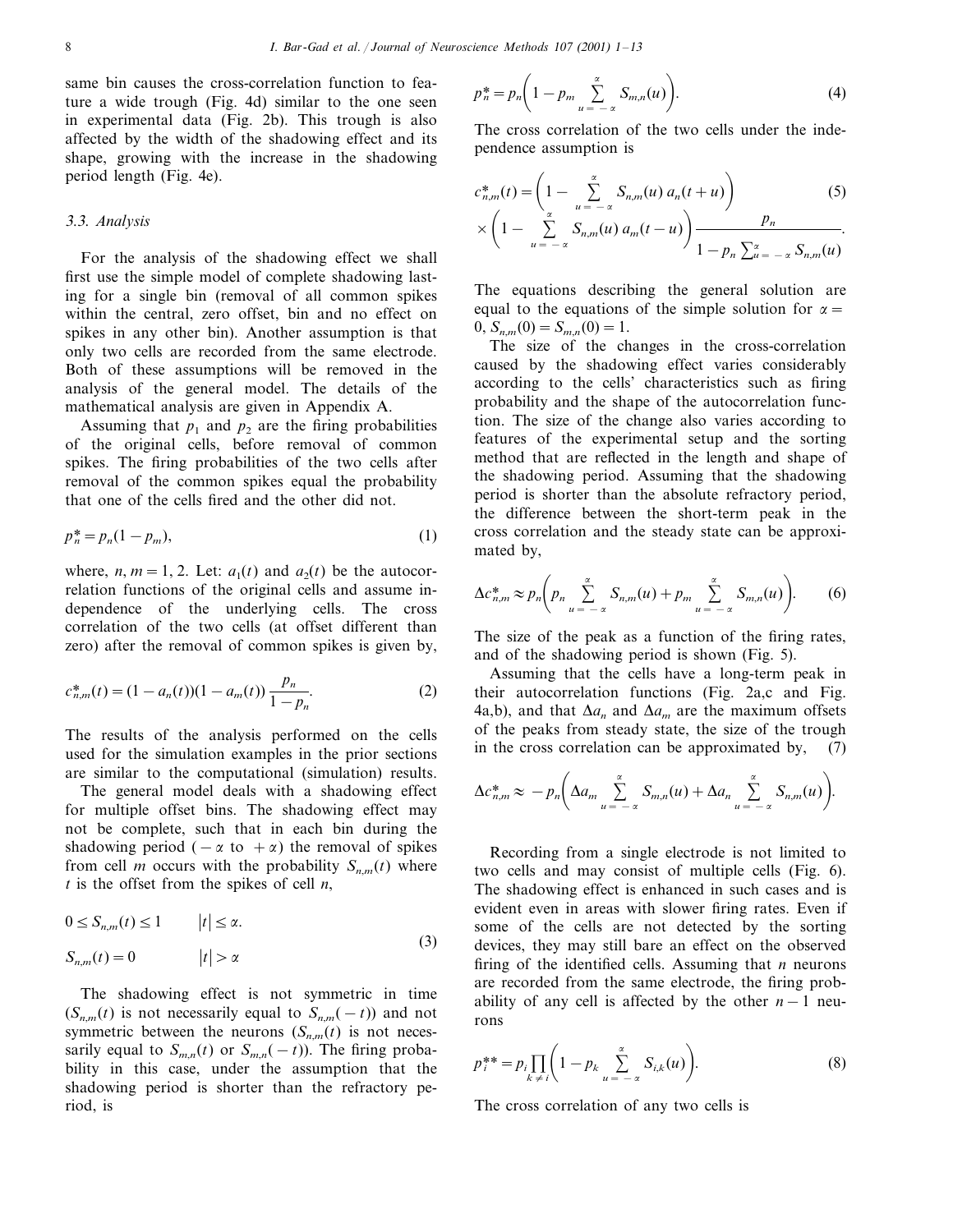same bin causes the cross-correlation function to feature a wide trough (Fig. 4d) similar to the one seen in experimental data (Fig. 2b). This trough is also affected by the width of the shadowing effect and its shape, growing with the increase in the shadowing period length (Fig. 4e).

### 3.3. Analysis

For the analysis of the shadowing effect we shall first use the simple model of complete shadowing lasting for a single bin (removal of all common spikes within the central, zero offset, bin and no effect on spikes in any other bin). Another assumption is that only two cells are recorded from the same electrode. Both of these assumptions will be removed in the analysis of the general model. The details of the mathematical analysis are given in Appendix A.

Assuming that $p_1$ and $p_2$ are the firing probabilities of the original cells, before removal of common spikes. The firing probabilities of the two cells after removal of the common spikes equal the probability that one of the cells fired and the other did not.

$$p_n^* = p_n(1 - p_m), \tag{1}$$

where, $n, m = 1, 2$. Let: $a_1(t)$ and $a_2(t)$ be the autocorrelation functions of the original cells and assume independence of the underlying cells. The cross correlation of the two cells (at offset different than zero) after the removal of common spikes is given by,

$$c_{n,m}^*(t) = (1 - a_n(t))(1 - a_m(t))\frac{p_n}{1 - p_n}. \tag{2}$$

The results of the analysis performed on the cells used for the simulation examples in the prior sections are similar to the computational (simulation) results.

The general model deals with a shadowing effect for multiple offset bins. The shadowing effect may not be complete, such that in each bin during the shadowing period ($-\alpha$ to $+\alpha$) the removal of spikes from cell $m$ occurs with the probability $S_{n,m}(t)$ where $t$ is the offset from the spikes of cell $n$,

$$\begin{aligned} &0 \le S_{n,m}(t) \le 1 \qquad |t| \le \alpha. \\ &S_{n,m}(t) = 0 \qquad\quad\;\; |t| > \alpha \end{aligned} \tag{3}$$

The shadowing effect is not symmetric in time ($S_{n,m}(t)$ is not necessarily equal to $S_{n,m}(-t)$) and not symmetric between the neurons ($S_{n,m}(t)$ is not necessarily equal to $S_{m,n}(t)$ or $S_{m,n}(-t)$). The firing probability in this case, under the assumption that the shadowing period is shorter than the refractory period, is

$$p_n^* = p_n\left(1 - p_m \sum_{u=-\alpha}^{\alpha} S_{m,n}(u)\right). \tag{4}$$

The cross correlation of the two cells under the independence assumption is

$$c_{n,m}^*(t) = \left(1 - \sum_{u=-\alpha}^{\alpha} S_{n,m}(u)\, a_n(t+u)\right) \times \left(1 - \sum_{u=-\alpha}^{\alpha} S_{n,m}(u)\, a_m(t-u)\right) \frac{p_n}{1 - p_n \sum_{u=-\alpha}^{\alpha} S_{n,m}(u)}. \tag{5}$$

The equations describing the general solution are equal to the equations of the simple solution for $\alpha = 0$, $S_{n,m}(0) = S_{m,n}(0) = 1$.

The size of the changes in the cross-correlation caused by the shadowing effect varies considerably according to the cells' characteristics such as firing probability and the shape of the autocorrelation function. The size of the change also varies according to features of the experimental setup and the sorting method that are reflected in the length and shape of the shadowing period. Assuming that the shadowing period is shorter than the absolute refractory period, the difference between the short-term peak in the cross correlation and the steady state can be approximated by,

$$\Delta c_{n,m}^* \approx p_n\left(p_n \sum_{u=-\alpha}^{\alpha} S_{n,m}(u) + p_m \sum_{u=-\alpha}^{\alpha} S_{m,n}(u)\right). \tag{6}$$

The size of the peak as a function of the firing rates, and of the shadowing period is shown (Fig. 5).

Assuming that the cells have a long-term peak in their autocorrelation functions (Fig. 2a,c and Fig. 4a,b), and that $\Delta a_n$ and $\Delta a_m$ are the maximum offsets of the peaks from steady state, the size of the trough in the cross correlation can be approximated by, (7)

$$\Delta c_{n,m}^* \approx -p_n\left(\Delta a_m \sum_{u=-\alpha}^{\alpha} S_{m,n}(u) + \Delta a_n \sum_{u=-\alpha}^{\alpha} S_{n,m}(u)\right).$$

Recording from a single electrode is not limited to two cells and may consist of multiple cells (Fig. 6). The shadowing effect is enhanced in such cases and is evident even in areas with slower firing rates. Even if some of the cells are not detected by the sorting devices, they may still bare an effect on the observed firing of the identified cells. Assuming that $n$ neurons are recorded from the same electrode, the firing probability of any cell is affected by the other $n-1$ neurons

$$p_i^{**} = p_i \prod_{k \ne i}\left(1 - p_k \sum_{u=-\alpha}^{\alpha} S_{i,k}(u)\right). \tag{8}$$

The cross correlation of any two cells is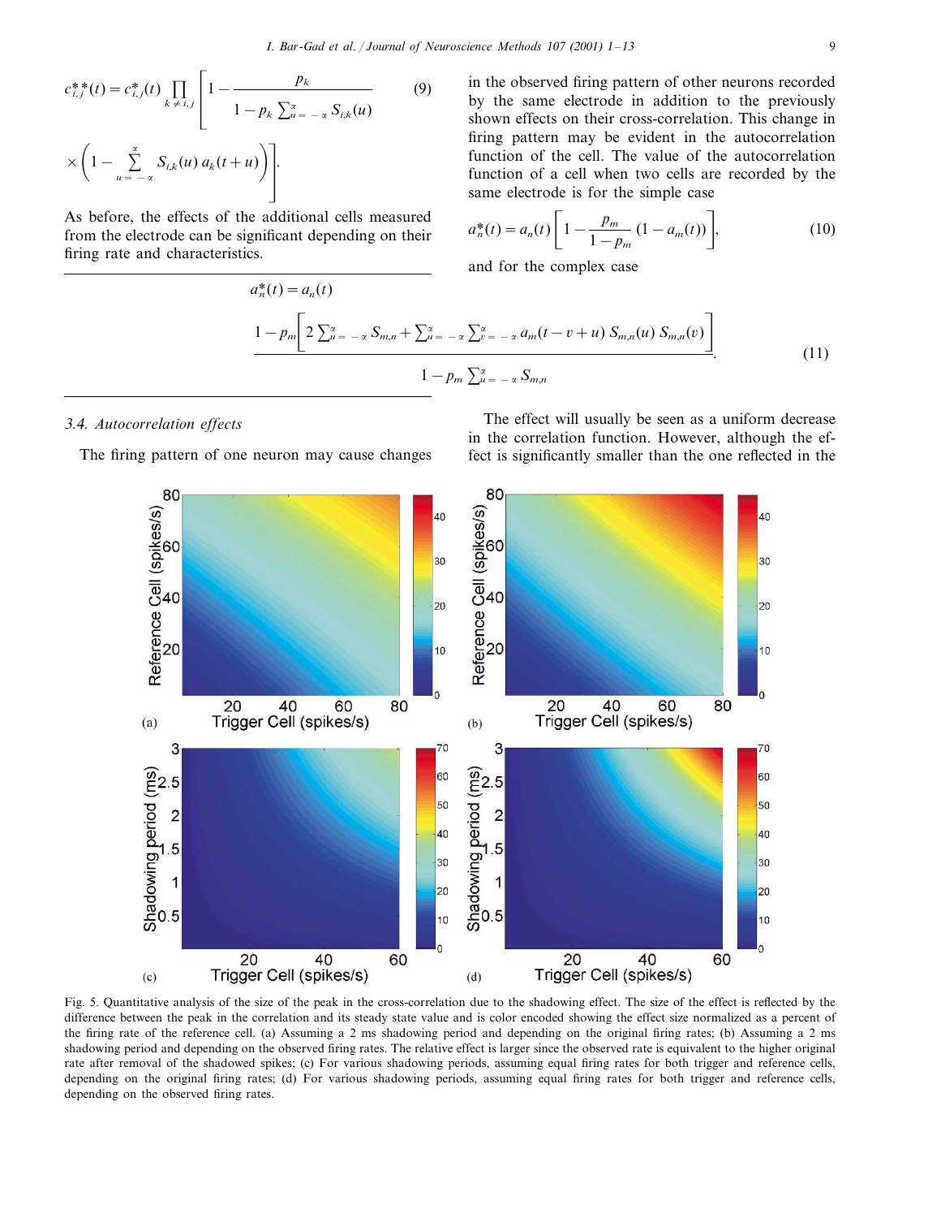$$c_{i,j}^{**}(t) = c_{i,j}^{*}(t) \prod_{k \neq i,j} \left[ 1 - \frac{p_k}{1 - p_k \sum_{u=-\alpha}^{\alpha} S_{i,k}(u)} \times \left( 1 - \sum_{u=-\alpha}^{\alpha} S_{i,k}(u)\, a_k(t+u) \right) \right]. \tag{9}$$

As before, the effects of the additional cells measured from the electrode can be significant depending on their firing rate and characteristics.

$$a_n^{*}(t) = a_n(t) \frac{1 - p_m \left[ 2 \sum_{u=-\alpha}^{\alpha} S_{m,n} + \sum_{u=-\alpha}^{\alpha} \sum_{v=-\alpha}^{\alpha} a_m(t-v+u)\, S_{m,n}(u)\, S_{m,n}(v) \right]}{1 - p_m \sum_{u=-\alpha}^{\alpha} S_{m,n}}. \tag{11}$$

### 3.4. Autocorrelation effects

The firing pattern of one neuron may cause changes in the observed firing pattern of other neurons recorded by the same electrode in addition to the previously shown effects on their cross-correlation. This change in firing pattern may be evident in the autocorrelation function of the cell. The value of the autocorrelation function of a cell when two cells are recorded by the same electrode is for the simple case

$$a_n^{*}(t) = a_n(t) \left[ 1 - \frac{p_m}{1 - p_m} (1 - a_m(t)) \right], \tag{10}$$

and for the complex case

The effect will usually be seen as a uniform decrease in the correlation function. However, although the effect is significantly smaller than the one reflected in the

Fig. 5. Quantitative analysis of the size of the peak in the cross-correlation due to the shadowing effect. The size of the effect is reflected by the difference between the peak in the correlation and its steady state value and is color encoded showing the effect size normalized as a percent of the firing rate of the reference cell. (a) Assuming a 2 ms shadowing period and depending on the original firing rates; (b) Assuming a 2 ms shadowing period and depending on the observed firing rates. The relative effect is larger since the observed rate is equivalent to the higher original rate after removal of the shadowed spikes; (c) For various shadowing periods, assuming equal firing rates for both trigger and reference cells, depending on the original firing rates; (d) For various shadowing periods, assuming equal firing rates for both trigger and reference cells, depending on the observed firing rates.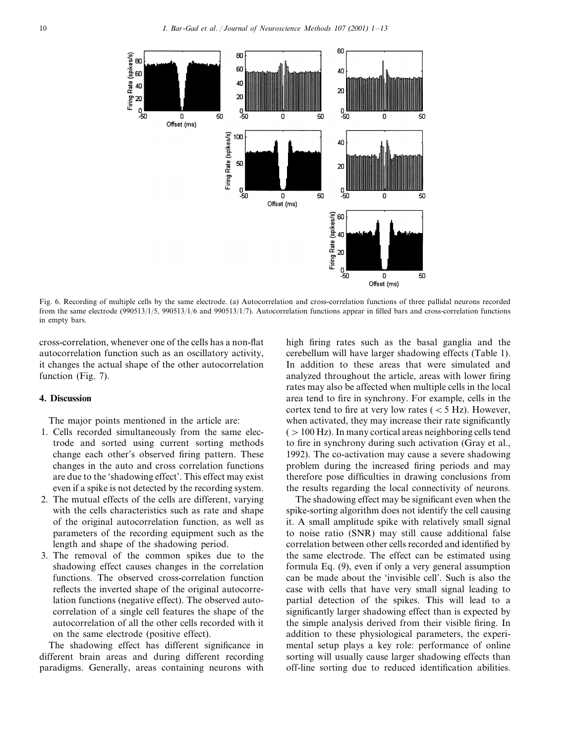Fig. 6. Recording of multiple cells by the same electrode. (a) Autocorrelation and cross-correlation functions of three pallidal neurons recorded from the same electrode (990513/1/5, 990513/1/6 and 990513/1/7). Autocorrelation functions appear in filled bars and cross-correlation functions in empty bars.

cross-correlation, whenever one of the cells has a non-flat autocorrelation function such as an oscillatory activity, it changes the actual shape of the other autocorrelation function (Fig. 7).

## 4. Discussion

The major points mentioned in the article are:

1. Cells recorded simultaneously from the same electrode and sorted using current sorting methods change each other's observed firing pattern. These changes in the auto and cross correlation functions are due to the 'shadowing effect'. This effect may exist even if a spike is not detected by the recording system.
2. The mutual effects of the cells are different, varying with the cells characteristics such as rate and shape of the original autocorrelation function, as well as parameters of the recording equipment such as the length and shape of the shadowing period.
3. The removal of the common spikes due to the shadowing effect causes changes in the correlation functions. The observed cross-correlation function reflects the inverted shape of the original autocorrelation functions (negative effect). The observed autocorrelation of a single cell features the shape of the autocorrelation of all the other cells recorded with it on the same electrode (positive effect).

The shadowing effect has different significance in different brain areas and during different recording paradigms. Generally, areas containing neurons with high firing rates such as the basal ganglia and the cerebellum will have larger shadowing effects (Table 1). In addition to these areas that were simulated and analyzed throughout the article, areas with lower firing rates may also be affected when multiple cells in the local area tend to fire in synchrony. For example, cells in the cortex tend to fire at very low rates ( $< 5$ Hz). However, when activated, they may increase their rate significantly ( $> 100$ Hz). In many cortical areas neighboring cells tend to fire in synchrony during such activation (Gray et al., 1992). The co-activation may cause a severe shadowing problem during the increased firing periods and may therefore pose difficulties in drawing conclusions from the results regarding the local connectivity of neurons.

The shadowing effect may be significant even when the spike-sorting algorithm does not identify the cell causing it. A small amplitude spike with relatively small signal to noise ratio (SNR) may still cause additional false correlation between other cells recorded and identified by the same electrode. The effect can be estimated using formula Eq. (9), even if only a very general assumption can be made about the 'invisible cell'. Such is also the case with cells that have very small signal leading to partial detection of the spikes. This will lead to a significantly larger shadowing effect than is expected by the simple analysis derived from their visible firing. In addition to these physiological parameters, the experimental setup plays a key role: performance of online sorting will usually cause larger shadowing effects than off-line sorting due to reduced identification abilities.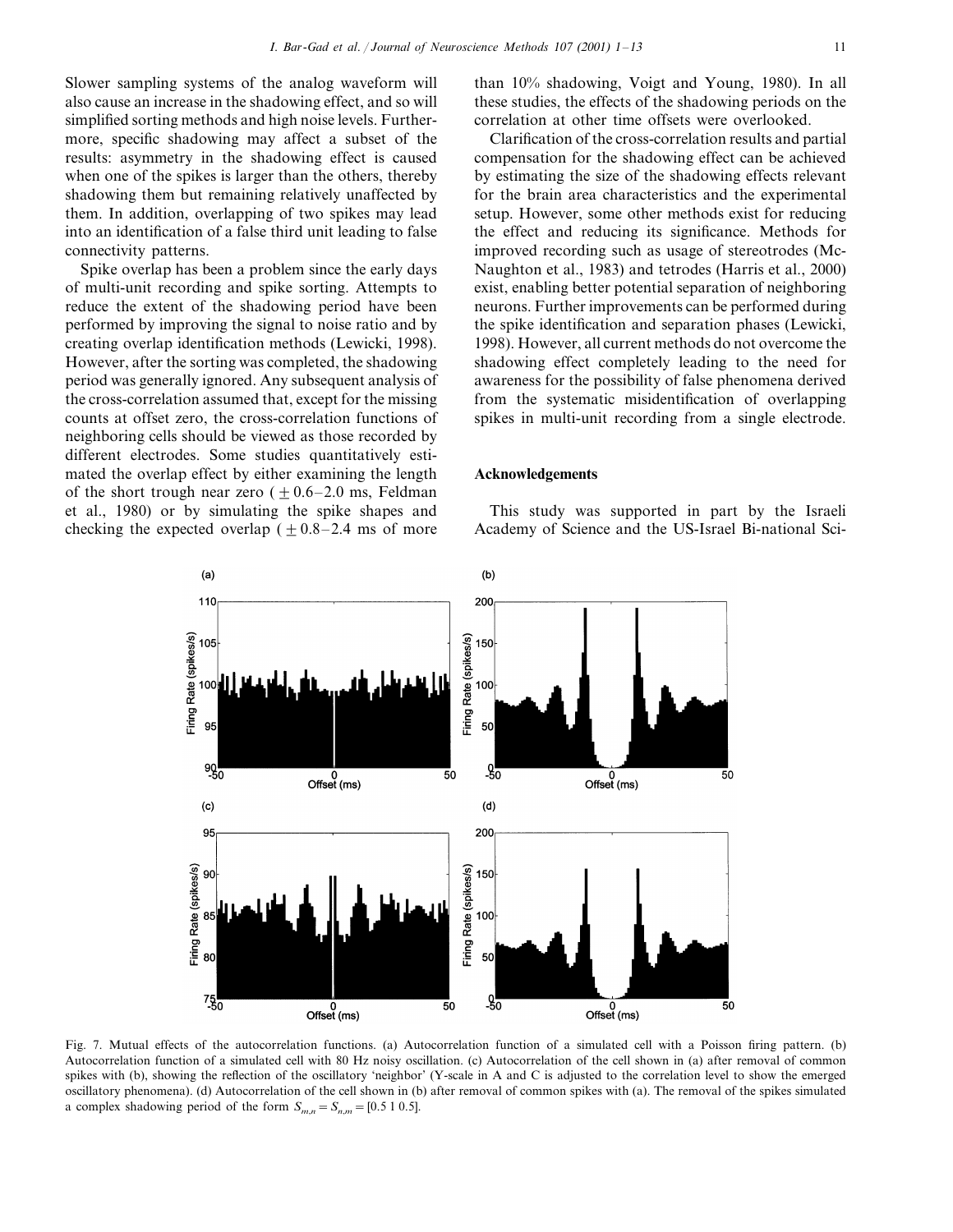Slower sampling systems of the analog waveform will also cause an increase in the shadowing effect, and so will simplified sorting methods and high noise levels. Furthermore, specific shadowing may affect a subset of the results: asymmetry in the shadowing effect is caused when one of the spikes is larger than the others, thereby shadowing them but remaining relatively unaffected by them. In addition, overlapping of two spikes may lead into an identification of a false third unit leading to false connectivity patterns.

Spike overlap has been a problem since the early days of multi-unit recording and spike sorting. Attempts to reduce the extent of the shadowing period have been performed by improving the signal to noise ratio and by creating overlap identification methods (Lewicki, 1998). However, after the sorting was completed, the shadowing period was generally ignored. Any subsequent analysis of the cross-correlation assumed that, except for the missing counts at offset zero, the cross-correlation functions of neighboring cells should be viewed as those recorded by different electrodes. Some studies quantitatively estimated the overlap effect by either examining the length of the short trough near zero ($\pm 0.6$–$2.0$ ms, Feldman et al., 1980) or by simulating the spike shapes and checking the expected overlap ($\pm 0.8$–$2.4$ ms of more than 10% shadowing, Voigt and Young, 1980). In all these studies, the effects of the shadowing periods on the correlation at other time offsets were overlooked.

Clarification of the cross-correlation results and partial compensation for the shadowing effect can be achieved by estimating the size of the shadowing effects relevant for the brain area characteristics and the experimental setup. However, some other methods exist for reducing the effect and reducing its significance. Methods for improved recording such as usage of stereotrodes (McNaughton et al., 1983) and tetrodes (Harris et al., 2000) exist, enabling better potential separation of neighboring neurons. Further improvements can be performed during the spike identification and separation phases (Lewicki, 1998). However, all current methods do not overcome the shadowing effect completely leading to the need for awareness for the possibility of false phenomena derived from the systematic misidentification of overlapping spikes in multi-unit recording from a single electrode.

## Acknowledgements

This study was supported in part by the Israeli Academy of Science and the US-Israel Bi-national Sci-

Fig. 7. Mutual effects of the autocorrelation functions. (a) Autocorrelation function of a simulated cell with a Poisson firing pattern. (b) Autocorrelation function of a simulated cell with 80 Hz noisy oscillation. (c) Autocorrelation of the cell shown in (a) after removal of common spikes with (b), showing the reflection of the oscillatory 'neighbor' (Y-scale in A and C is adjusted to the correlation level to show the emerged oscillatory phenomena). (d) Autocorrelation of the cell shown in (b) after removal of common spikes with (a). The removal of the spikes simulated a complex shadowing period of the form $S_{m,n} = S_{n,m} = [0.5\ 1\ 0.5]$.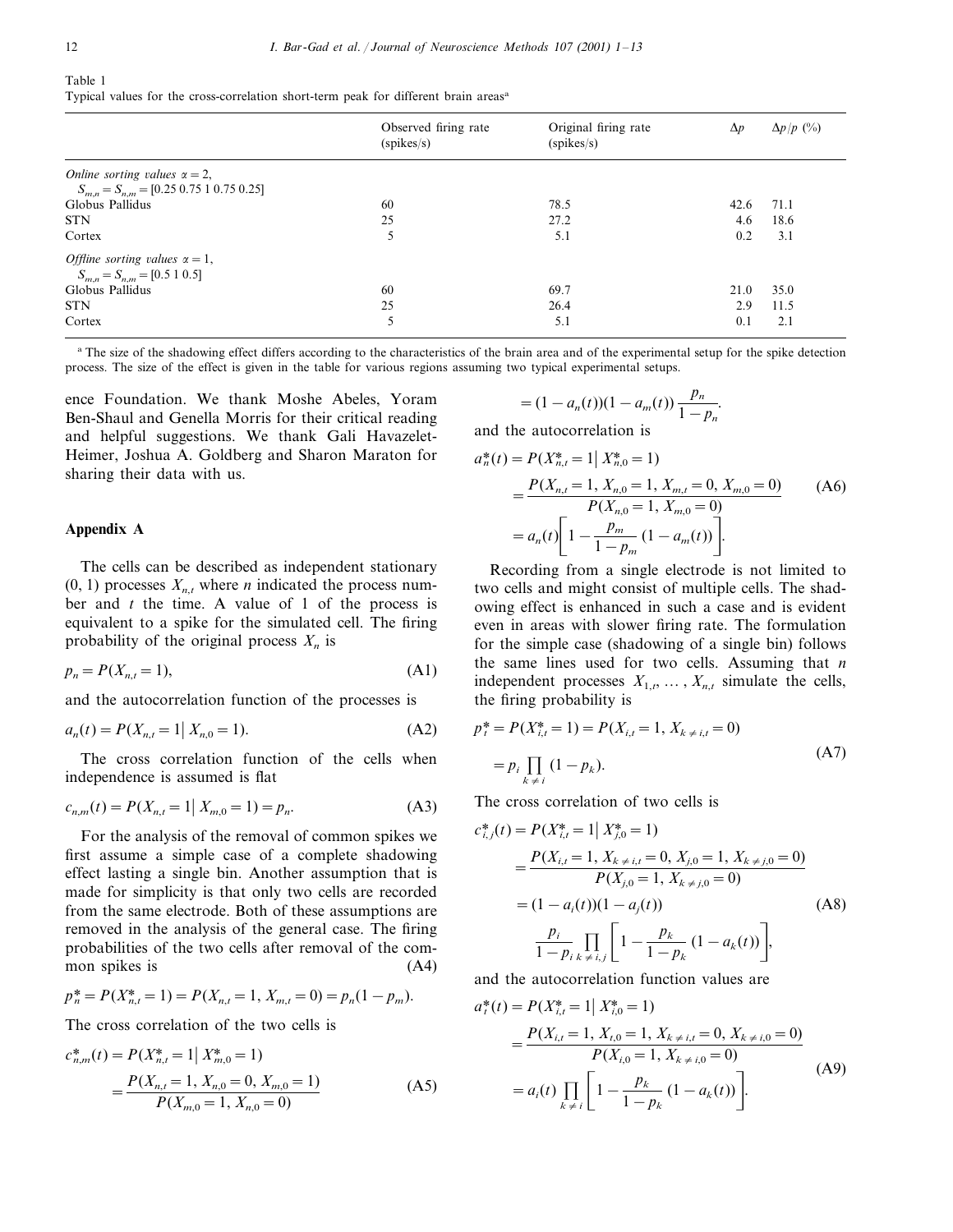Table 1
Typical values for the cross-correlation short-term peak for different brain areas[a]

| | Observed firing rate (spikes/s) | Original firing rate (spikes/s) | $\Delta p$ | $\Delta p/p$ (%) |
|---|---|---|---|---|
| *Online sorting values* $\alpha = 2$, $S_{m,n} = S_{n,m} = [0.25\ 0.75\ 1\ 0.75\ 0.25]$ | | | | |
| Globus Pallidus | 60 | 78.5 | 42.6 | 71.1 |
| STN | 25 | 27.2 | 4.6 | 18.6 |
| Cortex | 5 | 5.1 | 0.2 | 3.1 |
| *Offline sorting values* $\alpha = 1$, $S_{m,n} = S_{n,m} = [0.5\ 1\ 0.5]$ | | | | |
| Globus Pallidus | 60 | 69.7 | 21.0 | 35.0 |
| STN | 25 | 26.4 | 2.9 | 11.5 |
| Cortex | 5 | 5.1 | 0.1 | 2.1 |

[a] The size of the shadowing effect differs according to the characteristics of the brain area and of the experimental setup for the spike detection process. The size of the effect is given in the table for various regions assuming two typical experimental setups.

ence Foundation. We thank Moshe Abeles, Yoram Ben-Shaul and Genella Morris for their critical reading and helpful suggestions. We thank Gali Havazelet-Heimer, Joshua A. Goldberg and Sharon Maraton for sharing their data with us.

## Appendix A

The cells can be described as independent stationary (0, 1) processes $X_{n,t}$ where $n$ indicated the process number and $t$ the time. A value of 1 of the process is equivalent to a spike for the simulated cell. The firing probability of the original process $X_n$ is

$$p_n = P(X_{n,t} = 1), \tag{A1}$$

and the autocorrelation function of the processes is

$$a_n(t) = P(X_{n,t} = 1 \mid X_{n,0} = 1). \tag{A2}$$

The cross correlation function of the cells when independence is assumed is flat

$$c_{n,m}(t) = P(X_{n,t} = 1 \mid X_{m,0} = 1) = p_n. \tag{A3}$$

For the analysis of the removal of common spikes we first assume a simple case of a complete shadowing effect lasting a single bin. Another assumption that is made for simplicity is that only two cells are recorded from the same electrode. Both of these assumptions are removed in the analysis of the general case. The firing probabilities of the two cells after removal of the common spikes is (A4)

$$p_n^* = P(X_{n,t}^* = 1) = P(X_{n,t} = 1, X_{m,t} = 0) = p_n(1 - p_m).$$

The cross correlation of the two cells is

$$\begin{aligned} c_{n,m}^*(t) &= P(X_{n,t}^* = 1 \mid X_{m,0}^* = 1) \\ &= \frac{P(X_{n,t} = 1, X_{n,0} = 0, X_{m,0} = 1)}{P(X_{m,0} = 1, X_{n,0} = 0)} \\ &= (1 - a_n(t))(1 - a_m(t))\frac{p_n}{1 - p_n}. \end{aligned} \tag{A5}$$

and the autocorrelation is

$$\begin{aligned} a_n^*(t) &= P(X_{n,t}^* = 1 \mid X_{n,0}^* = 1) \\ &= \frac{P(X_{n,t} = 1, X_{n,0} = 1, X_{m,t} = 0, X_{m,0} = 0)}{P(X_{n,0} = 1, X_{m,0} = 0)} \\ &= a_n(t)\left[1 - \frac{p_m}{1 - p_m}(1 - a_m(t))\right]. \end{aligned} \tag{A6}$$

Recording from a single electrode is not limited to two cells and might consist of multiple cells. The shadowing effect is enhanced in such a case and is evident even in areas with slower firing rate. The formulation for the simple case (shadowing of a single bin) follows the same lines used for two cells. Assuming that $n$ independent processes $X_{1,t}, \ldots, X_{n,t}$ simulate the cells, the firing probability is

$$\begin{aligned} p_i^* &= P(X_{i,t}^* = 1) = P(X_{i,t} = 1, X_{k \neq i,t} = 0) \\ &= p_i \prod_{k \neq i} (1 - p_k). \end{aligned} \tag{A7}$$

The cross correlation of two cells is

$$\begin{aligned} c_{i,j}^*(t) &= P(X_{i,t}^* = 1 \mid X_{j,0}^* = 1) \\ &= \frac{P(X_{i,t} = 1, X_{k \neq i,t} = 0, X_{j,0} = 1, X_{k \neq j,0} = 0)}{P(X_{j,0} = 1, X_{k \neq j,0} = 0)} \\ &= (1 - a_i(t))(1 - a_j(t)) \\ &\quad \frac{p_i}{1 - p_i} \prod_{k \neq i,j} \left[1 - \frac{p_k}{1 - p_k}(1 - a_k(t))\right], \end{aligned} \tag{A8}$$

and the autocorrelation function values are

$$\begin{aligned} a_i^*(t) &= P(X_{i,t}^* = 1 \mid X_{i,0}^* = 1) \\ &= \frac{P(X_{i,t} = 1, X_{i,0} = 1, X_{k \neq i,t} = 0, X_{k \neq i,0} = 0)}{P(X_{i,0} = 1, X_{k \neq i,0} = 0)} \\ &= a_i(t) \prod_{k \neq i} \left[1 - \frac{p_k}{1 - p_k}(1 - a_k(t))\right]. \end{aligned} \tag{A9}$$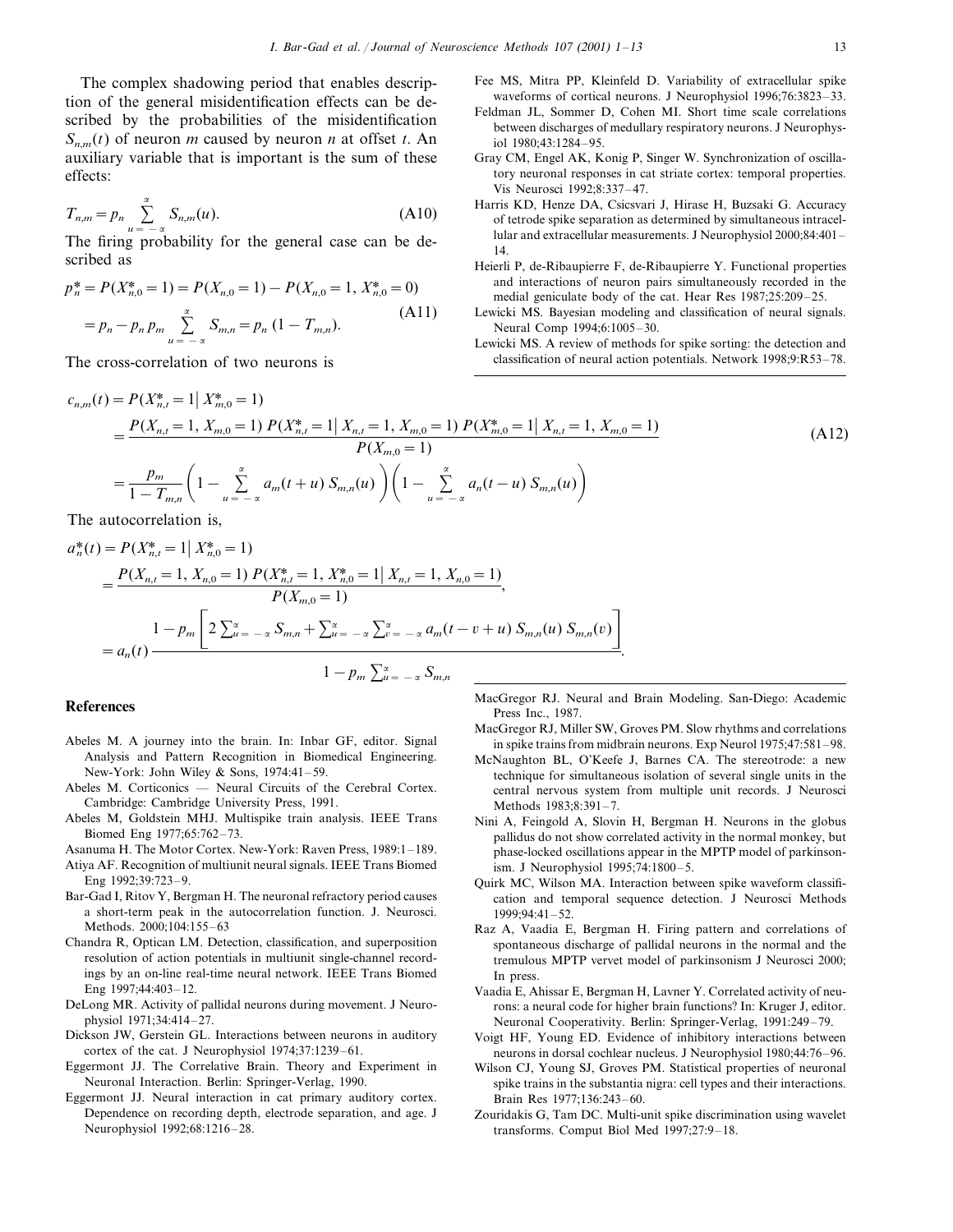The complex shadowing period that enables description of the general misidentification effects can be described by the probabilities of the misidentification $S_{n,m}(t)$ of neuron $m$ caused by neuron $n$ at offset $t$. An auxiliary variable that is important is the sum of these effects:

$$T_{n,m} = p_n \sum_{u=-\alpha}^{\alpha} S_{n,m}(u). \tag{A10}$$

The firing probability for the general case can be described as

$$\begin{aligned} p_n^* &= P(X_{n,0}^* = 1) = P(X_{n,0} = 1) - P(X_{n,0} = 1, X_{n,0}^* = 0) \\ &= p_n - p_n\, p_m \sum_{u=-\alpha}^{\alpha} S_{m,n} = p_n\,(1 - T_{m,n}). \end{aligned} \tag{A11}$$

The cross-correlation of two neurons is

$$\begin{aligned} c_{n,m}(t) &= P(X_{n,t}^* = 1 \mid X_{m,0}^* = 1) \\ &= \frac{P(X_{n,t} = 1, X_{m,0} = 1)\, P(X_{n,t}^* = 1 \mid X_{n,t} = 1, X_{m,0} = 1)\, P(X_{m,0}^* = 1 \mid X_{n,t} = 1, X_{m,0} = 1)}{P(X_{m,0} = 1)} \\ &= \frac{p_m}{1 - T_{m,n}} \left(1 - \sum_{u=-\alpha}^{\alpha} a_m(t+u)\, S_{m,n}(u)\right)\left(1 - \sum_{u=-\alpha}^{\alpha} a_n(t-u)\, S_{m,n}(u)\right) \end{aligned} \tag{A12}$$

The autocorrelation is,

$$\begin{aligned} a_n^*(t) &= P(X_{n,t}^* = 1 \mid X_{n,0}^* = 1) \\ &= \frac{P(X_{n,t} = 1, X_{n,0} = 1)\, P(X_{n,t}^* = 1, X_{n,0}^* = 1 \mid X_{n,t} = 1, X_{n,0} = 1)}{P(X_{m,0} = 1)}, \\ &= a_n(t)\, \frac{1 - p_m \left[ 2 \sum_{u=-\alpha}^{\alpha} S_{m,n} + \sum_{u=-\alpha}^{\alpha} \sum_{v=-\alpha}^{\alpha} a_m(t - v + u)\, S_{m,n}(u)\, S_{m,n}(v) \right]}{1 - p_m \sum_{u=-\alpha}^{\alpha} S_{m,n}}. \end{aligned}$$

## References

Abeles M. A journey into the brain. In: Inbar GF, editor. Signal Analysis and Pattern Recognition in Biomedical Engineering. New-York: John Wiley & Sons, 1974:41–59.

Abeles M. Corticonics — Neural Circuits of the Cerebral Cortex. Cambridge: Cambridge University Press, 1991.

Abeles M, Goldstein MHJ. Multispike train analysis. IEEE Trans Biomed Eng 1977;65:762–73.

Asanuma H. The Motor Cortex. New-York: Raven Press, 1989:1–189.

Atiya AF. Recognition of multiunit neural signals. IEEE Trans Biomed Eng 1992;39:723–9.

Bar-Gad I, Ritov Y, Bergman H. The neuronal refractory period causes a short-term peak in the autocorrelation function. J. Neurosci. Methods. 2000;104:155–63

Chandra R, Optican LM. Detection, classification, and superposition resolution of action potentials in multiunit single-channel recordings by an on-line real-time neural network. IEEE Trans Biomed Eng 1997;44:403–12.

DeLong MR. Activity of pallidal neurons during movement. J Neurophysiol 1971;34:414–27.

Dickson JW, Gerstein GL. Interactions between neurons in auditory cortex of the cat. J Neurophysiol 1974;37:1239–61.

Eggermont JJ. The Correlative Brain. Theory and Experiment in Neuronal Interaction. Berlin: Springer-Verlag, 1990.

Eggermont JJ. Neural interaction in cat primary auditory cortex. Dependence on recording depth, electrode separation, and age. J Neurophysiol 1992;68:1216–28.

Fee MS, Mitra PP, Kleinfeld D. Variability of extracellular spike waveforms of cortical neurons. J Neurophysiol 1996;76:3823–33.

Feldman JL, Sommer D, Cohen MI. Short time scale correlations between discharges of medullary respiratory neurons. J Neurophysiol 1980;43:1284–95.

Gray CM, Engel AK, Konig P, Singer W. Synchronization of oscillatory neuronal responses in cat striate cortex: temporal properties. Vis Neurosci 1992;8:337–47.

Harris KD, Henze DA, Csicsvari J, Hirase H, Buzsaki G. Accuracy of tetrode spike separation as determined by simultaneous intracellular and extracellular measurements. J Neurophysiol 2000;84:401–14.

Heierli P, de-Ribaupierre F, de-Ribaupierre Y. Functional properties and interactions of neuron pairs simultaneously recorded in the medial geniculate body of the cat. Hear Res 1987;25:209–25.

Lewicki MS. Bayesian modeling and classification of neural signals. Neural Comp 1994;6:1005–30.

Lewicki MS. A review of methods for spike sorting: the detection and classification of neural action potentials. Network 1998;9:R53–78.

MacGregor RJ. Neural and Brain Modeling. San-Diego: Academic Press Inc., 1987.

MacGregor RJ, Miller SW, Groves PM. Slow rhythms and correlations in spike trains from midbrain neurons. Exp Neurol 1975;47:581–98.

McNaughton BL, O'Keefe J, Barnes CA. The stereotrode: a new technique for simultaneous isolation of several single units in the central nervous system from multiple unit records. J Neurosci Methods 1983;8:391–7.

Nini A, Feingold A, Slovin H, Bergman H. Neurons in the globus pallidus do not show correlated activity in the normal monkey, but phase-locked oscillations appear in the MPTP model of parkinsonism. J Neurophysiol 1995;74:1800–5.

Quirk MC, Wilson MA. Interaction between spike waveform classification and temporal sequence detection. J Neurosci Methods 1999;94:41–52.

Raz A, Vaadia E, Bergman H. Firing pattern and correlations of spontaneous discharge of pallidal neurons in the normal and the tremulous MPTP vervet model of parkinsonism J Neurosci 2000; In press.

Vaadia E, Ahissar E, Bergman H, Lavner Y. Correlated activity of neurons: a neural code for higher brain functions? In: Kruger J, editor. Neuronal Cooperativity. Berlin: Springer-Verlag, 1991:249–79.

Voigt HF, Young ED. Evidence of inhibitory interactions between neurons in dorsal cochlear nucleus. J Neurophysiol 1980;44:76–96.

Wilson CJ, Young SJ, Groves PM. Statistical properties of neuronal spike trains in the substantia nigra: cell types and their interactions. Brain Res 1977;136:243–60.

Zouridakis G, Tam DC. Multi-unit spike discrimination using wavelet transforms. Comput Biol Med 1997;27:9–18.